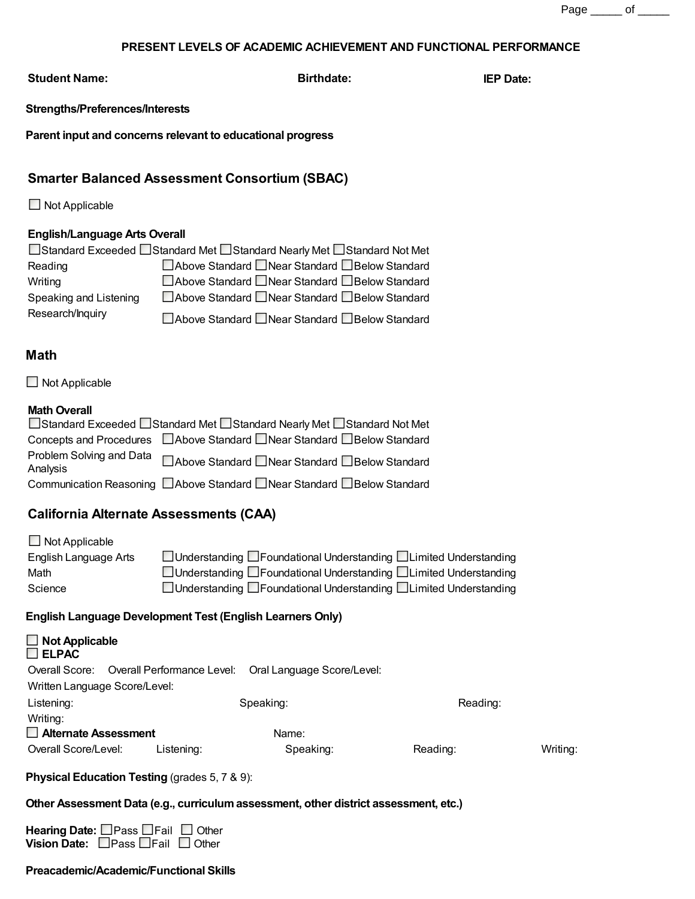## PRESENT LEVELS OF ACADEMIC ACHIEVEMENT AND FUNCTIONAL PERFORMANCE

**Student Name:** **Birthdate:** **IEP Date:**

**Strengths/Preferences/Interests**

**Parent input and concerns relevant to educational progress**

## Smarter Balanced Assessment Consortium (SBAC)

☐ Not Applicable

**English/Language Arts Overall**

☐ Standard Exceeded ☐ Standard Met ☐ Standard Nearly Met ☐ Standard Not Met

| | | | |
|---|---|---|---|
| Reading | ☐ Above Standard | ☐ Near Standard | ☐ Below Standard |
| Writing | ☐ Above Standard | ☐ Near Standard | ☐ Below Standard |
| Speaking and Listening | ☐ Above Standard | ☐ Near Standard | ☐ Below Standard |
| Research/Inquiry | ☐ Above Standard | ☐ Near Standard | ☐ Below Standard |

## Math

☐ Not Applicable

**Math Overall**

☐ Standard Exceeded ☐ Standard Met ☐ Standard Nearly Met ☐ Standard Not Met

| | | | |
|---|---|---|---|
| Concepts and Procedures | ☐ Above Standard | ☐ Near Standard | ☐ Below Standard |
| Problem Solving and Data Analysis | ☐ Above Standard | ☐ Near Standard | ☐ Below Standard |
| Communication Reasoning | ☐ Above Standard | ☐ Near Standard | ☐ Below Standard |

## California Alternate Assessments (CAA)

☐ Not Applicable

| | | | |
|---|---|---|---|
| English Language Arts | ☐ Understanding | ☐ Foundational Understanding | ☐ Limited Understanding |
| Math | ☐ Understanding | ☐ Foundational Understanding | ☐ Limited Understanding |
| Science | ☐ Understanding | ☐ Foundational Understanding | ☐ Limited Understanding |

**English Language Development Test (English Learners Only)**

☐ **Not Applicable**

☐ **ELPAC**

Overall Score: Overall Performance Level: Oral Language Score/Level:

Written Language Score/Level:

Listening: Speaking: Reading:

Writing:

☐ **Alternate Assessment** Name:

Overall Score/Level: Listening: Speaking: Reading: Writing:

**Physical Education Testing** (grades 5, 7 & 9):

**Other Assessment Data (e.g., curriculum assessment, other district assessment, etc.)**

**Hearing Date:** ☐ Pass ☐ Fail ☐ Other

**Vision Date:** ☐ Pass ☐ Fail ☐ Other

**Preacademic/Academic/Functional Skills**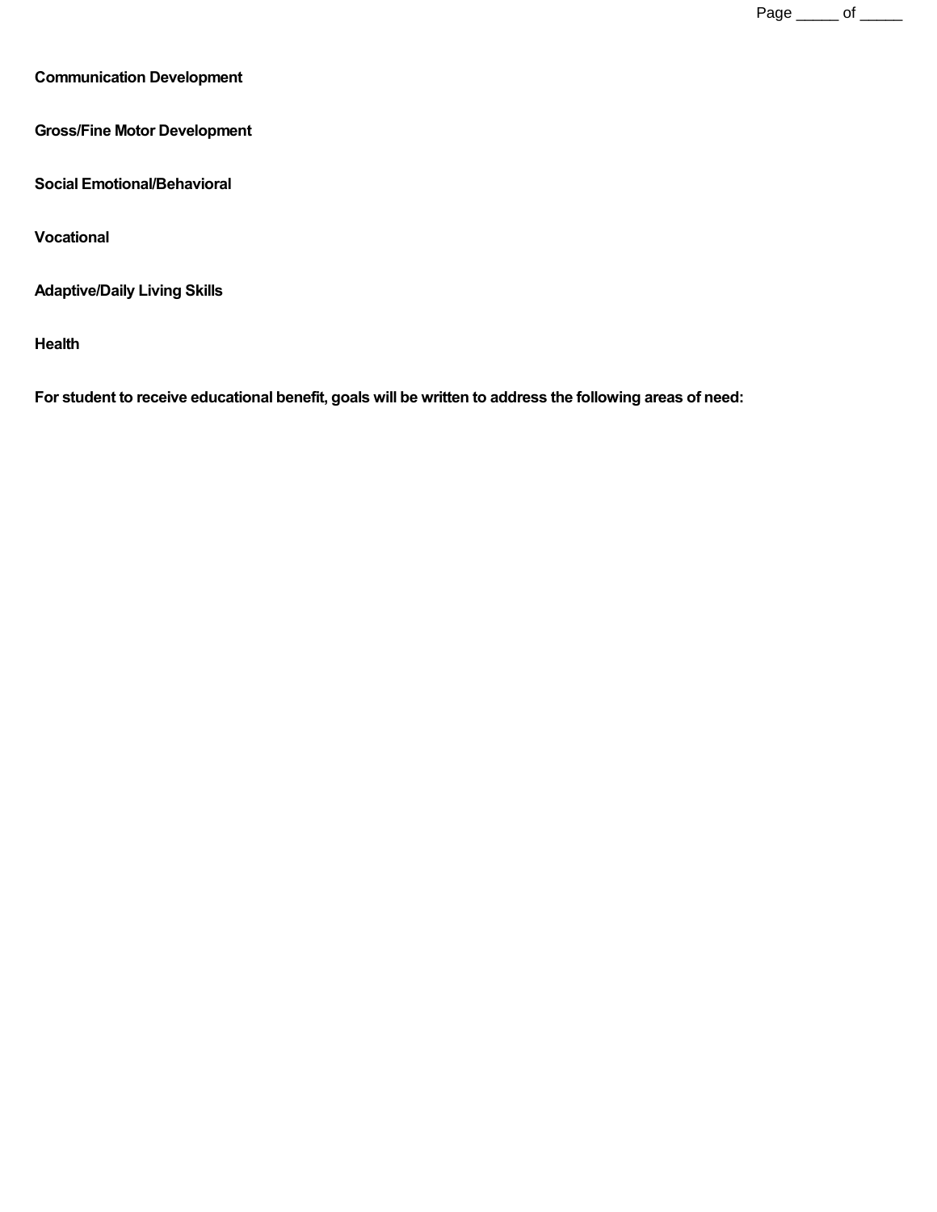**Communication Development**

**Gross/Fine Motor Development**

**Social Emotional/Behavioral**

**Vocational**

**Adaptive/Daily Living Skills**

**Health**

**For student to receive educational benefit, goals will be written to address the following areas of need:**